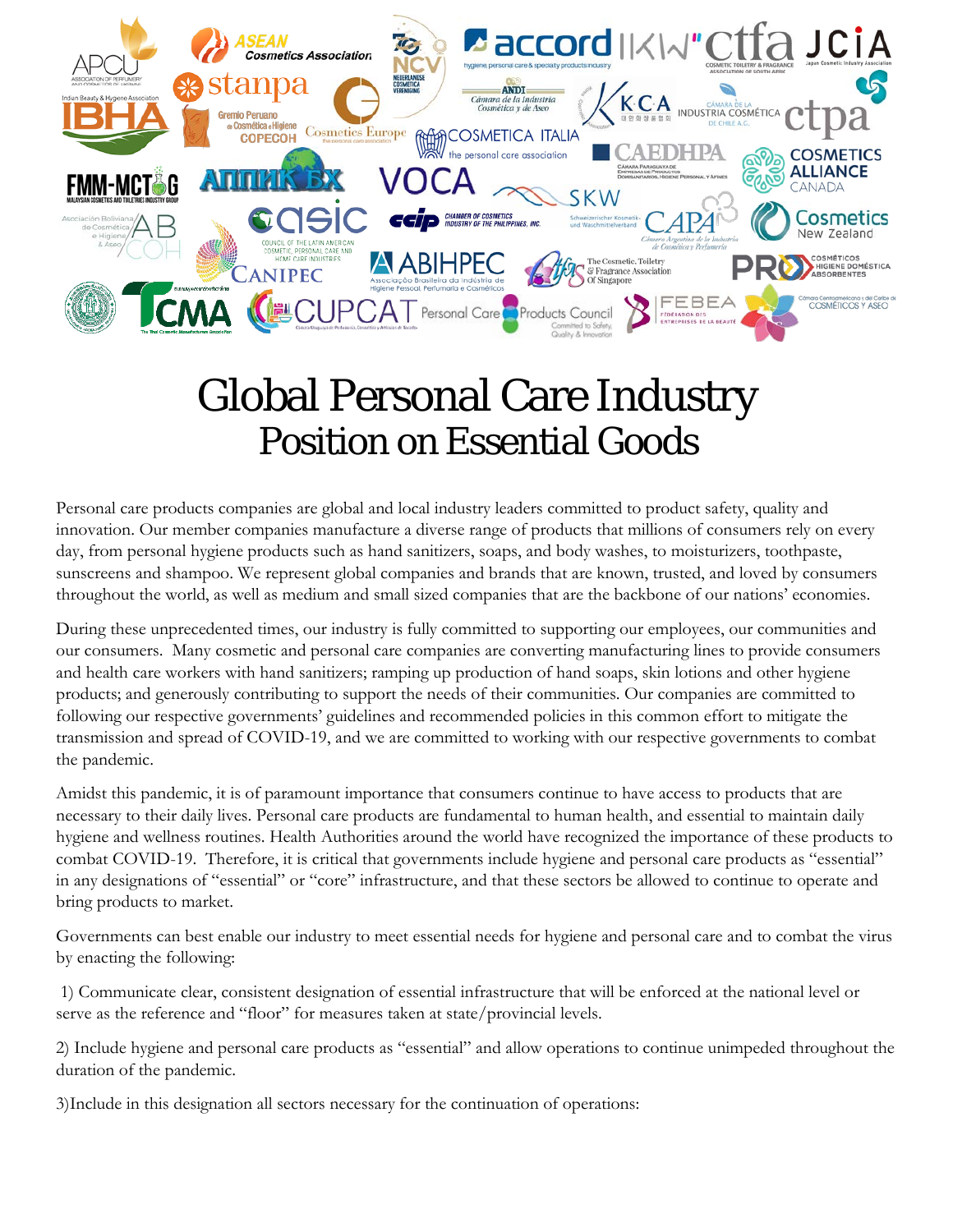# Global Personal Care Industry
## Position on Essential Goods

Personal care products companies are global and local industry leaders committed to product safety, quality and innovation. Our member companies manufacture a diverse range of products that millions of consumers rely on every day, from personal hygiene products such as hand sanitizers, soaps, and body washes, to moisturizers, toothpaste, sunscreens and shampoo. We represent global companies and brands that are known, trusted, and loved by consumers throughout the world, as well as medium and small sized companies that are the backbone of our nations' economies.

During these unprecedented times, our industry is fully committed to supporting our employees, our communities and our consumers. Many cosmetic and personal care companies are converting manufacturing lines to provide consumers and health care workers with hand sanitizers; ramping up production of hand soaps, skin lotions and other hygiene products; and generously contributing to support the needs of their communities. Our companies are committed to following our respective governments' guidelines and recommended policies in this common effort to mitigate the transmission and spread of COVID-19, and we are committed to working with our respective governments to combat the pandemic.

Amidst this pandemic, it is of paramount importance that consumers continue to have access to products that are necessary to their daily lives. Personal care products are fundamental to human health, and essential to maintain daily hygiene and wellness routines. Health Authorities around the world have recognized the importance of these products to combat COVID-19. Therefore, it is critical that governments include hygiene and personal care products as "essential" in any designations of "essential" or "core" infrastructure, and that these sectors be allowed to continue to operate and bring products to market.

Governments can best enable our industry to meet essential needs for hygiene and personal care and to combat the virus by enacting the following:

1) Communicate clear, consistent designation of essential infrastructure that will be enforced at the national level or serve as the reference and "floor" for measures taken at state/provincial levels.

2) Include hygiene and personal care products as "essential" and allow operations to continue unimpeded throughout the duration of the pandemic.

3)Include in this designation all sectors necessary for the continuation of operations: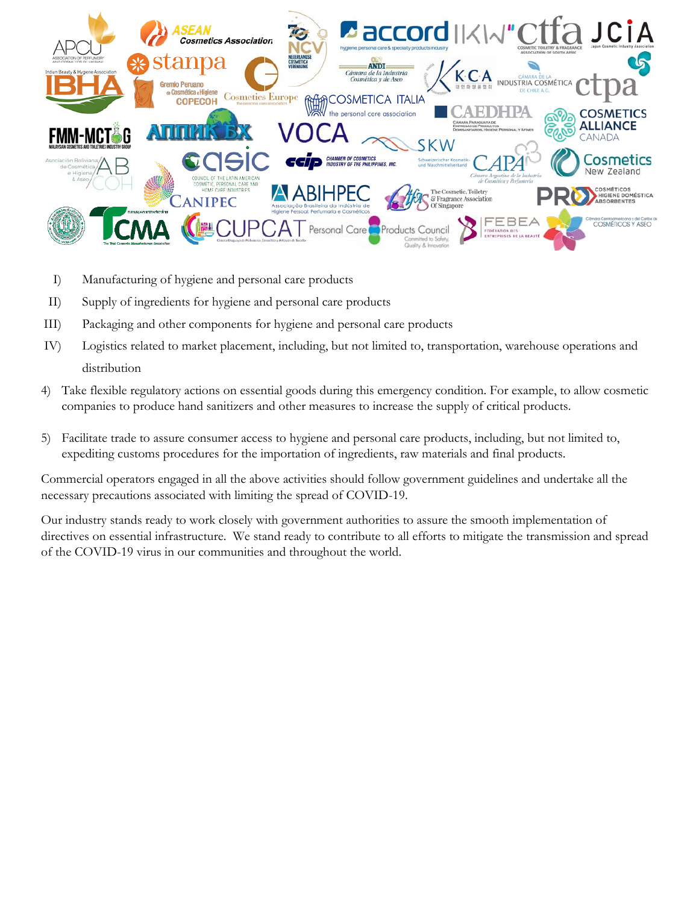I) Manufacturing of hygiene and personal care products

II) Supply of ingredients for hygiene and personal care products

III) Packaging and other components for hygiene and personal care products

IV) Logistics related to market placement, including, but not limited to, transportation, warehouse operations and distribution

4) Take flexible regulatory actions on essential goods during this emergency condition. For example, to allow cosmetic companies to produce hand sanitizers and other measures to increase the supply of critical products.

5) Facilitate trade to assure consumer access to hygiene and personal care products, including, but not limited to, expediting customs procedures for the importation of ingredients, raw materials and final products.

Commercial operators engaged in all the above activities should follow government guidelines and undertake all the necessary precautions associated with limiting the spread of COVID-19.

Our industry stands ready to work closely with government authorities to assure the smooth implementation of directives on essential infrastructure. We stand ready to contribute to all efforts to mitigate the transmission and spread of the COVID-19 virus in our communities and throughout the world.